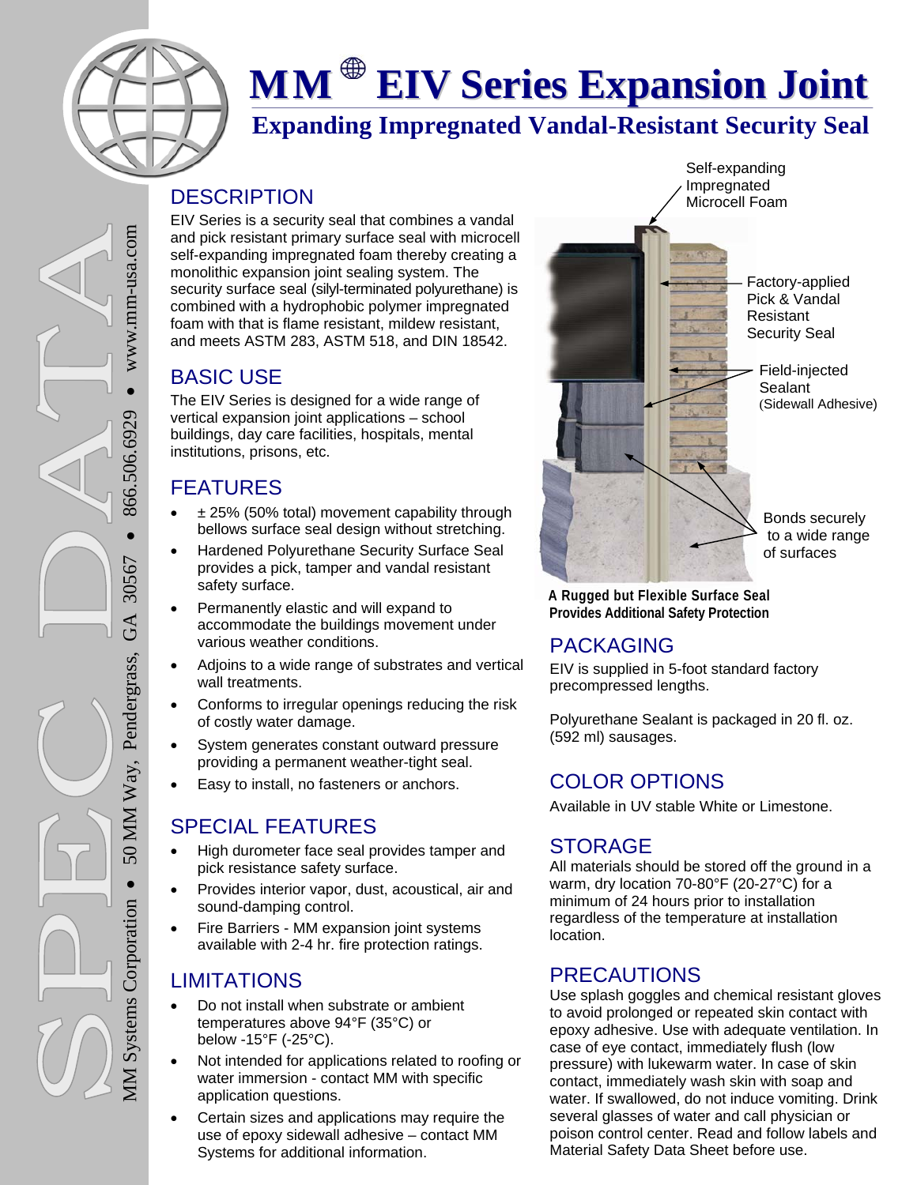# MM® EIV Series Expansion Joint

## Expanding Impregnated Vandal-Resistant Security Seal

## DESCRIPTION

EIV Series is a security seal that combines a vandal and pick resistant primary surface seal with microcell self-expanding impregnated foam thereby creating a monolithic expansion joint sealing system. The security surface seal (silyl-terminated polyurethane) is combined with a hydrophobic polymer impregnated foam with that is flame resistant, mildew resistant, and meets ASTM 283, ASTM 518, and DIN 18542.

## BASIC USE

The EIV Series is designed for a wide range of vertical expansion joint applications – school buildings, day care facilities, hospitals, mental institutions, prisons, etc.

## FEATURES

- ± 25% (50% total) movement capability through bellows surface seal design without stretching.
- Hardened Polyurethane Security Surface Seal provides a pick, tamper and vandal resistant safety surface.
- Permanently elastic and will expand to accommodate the buildings movement under various weather conditions.
- Adjoins to a wide range of substrates and vertical wall treatments.
- Conforms to irregular openings reducing the risk of costly water damage.
- System generates constant outward pressure providing a permanent weather-tight seal.
- Easy to install, no fasteners or anchors.

## SPECIAL FEATURES

- High durometer face seal provides tamper and pick resistance safety surface.
- Provides interior vapor, dust, acoustical, air and sound-damping control.
- Fire Barriers - MM expansion joint systems available with 2-4 hr. fire protection ratings.

## LIMITATIONS

- Do not install when substrate or ambient temperatures above 94°F (35°C) or below -15°F (-25°C).
- Not intended for applications related to roofing or water immersion - contact MM with specific application questions.
- Certain sizes and applications may require the use of epoxy sidewall adhesive – contact MM Systems for additional information.

Self-expanding Impregnated Microcell Foam

Factory-applied Pick & Vandal Resistant Security Seal

Field-injected Sealant (Sidewall Adhesive)

Bonds securely to a wide range of surfaces

**A Rugged but Flexible Surface Seal Provides Additional Safety Protection**

## PACKAGING

EIV is supplied in 5-foot standard factory precompressed lengths.

Polyurethane Sealant is packaged in 20 fl. oz. (592 ml) sausages.

## COLOR OPTIONS

Available in UV stable White or Limestone.

## STORAGE

All materials should be stored off the ground in a warm, dry location 70-80°F (20-27°C) for a minimum of 24 hours prior to installation regardless of the temperature at installation location.

## PRECAUTIONS

Use splash goggles and chemical resistant gloves to avoid prolonged or repeated skin contact with epoxy adhesive. Use with adequate ventilation. In case of eye contact, immediately flush (low pressure) with lukewarm water. In case of skin contact, immediately wash skin with soap and water. If swallowed, do not induce vomiting. Drink several glasses of water and call physician or poison control center. Read and follow labels and Material Safety Data Sheet before use.

MM Systems Corporation • 50 MM Way, Pendergrass, GA 30567 • 866.506.6929 • www.mm-usa.com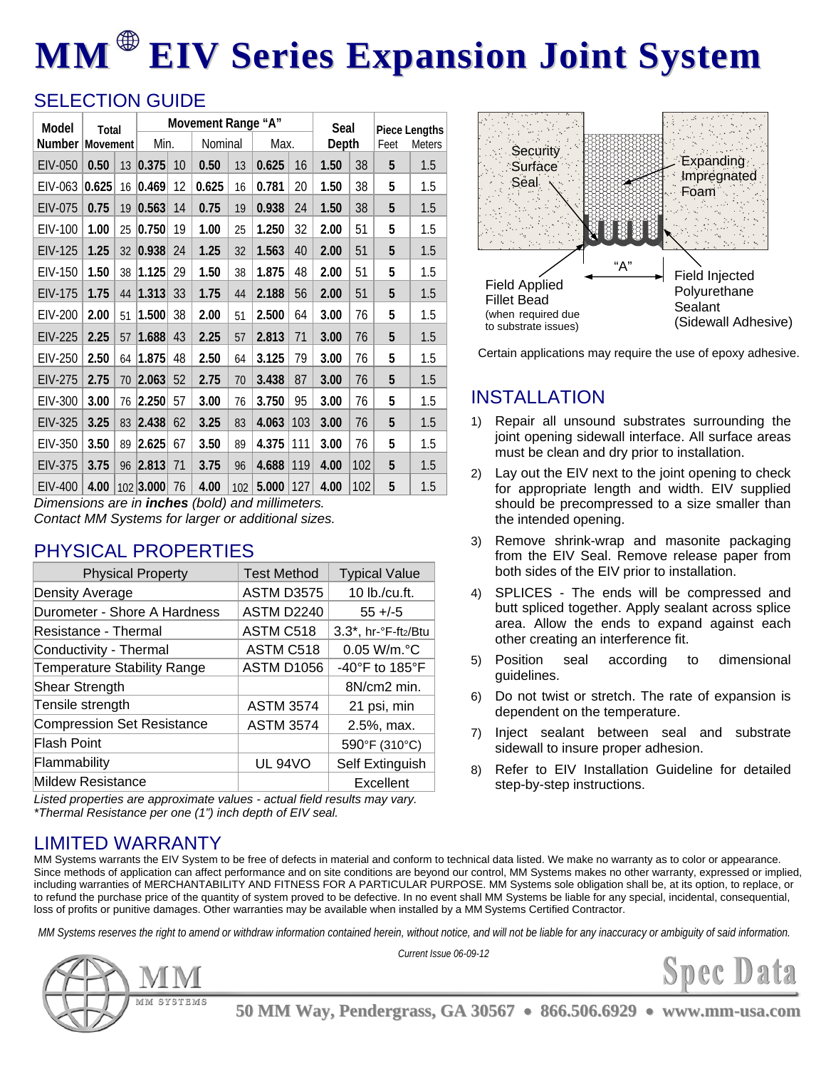# MM EIV Series Expansion Joint System

## SELECTION GUIDE

| Model Number | Total Movement | | Movement Range "A" Min. | | Nominal | | Max. | | Seal Depth | | Piece Lengths Feet | Meters |
|---|---|---|---|---|---|---|---|---|---|---|---|---|
| EIV-050 | **0.50** | 13 | **0.375** | 10 | **0.50** | 13 | **0.625** | 16 | **1.50** | 38 | **5** | 1.5 |
| EIV-063 | **0.625** | 16 | **0.469** | 12 | **0.625** | 16 | **0.781** | 20 | **1.50** | 38 | **5** | 1.5 |
| EIV-075 | **0.75** | 19 | **0.563** | 14 | **0.75** | 19 | **0.938** | 24 | **1.50** | 38 | **5** | 1.5 |
| EIV-100 | **1.00** | 25 | **0.750** | 19 | **1.00** | 25 | **1.250** | 32 | **2.00** | 51 | **5** | 1.5 |
| EIV-125 | **1.25** | 32 | **0.938** | 24 | **1.25** | 32 | **1.563** | 40 | **2.00** | 51 | **5** | 1.5 |
| EIV-150 | **1.50** | 38 | **1.125** | 29 | **1.50** | 38 | **1.875** | 48 | **2.00** | 51 | **5** | 1.5 |
| EIV-175 | **1.75** | 44 | **1.313** | 33 | **1.75** | 44 | **2.188** | 56 | **2.00** | 51 | **5** | 1.5 |
| EIV-200 | **2.00** | 51 | **1.500** | 38 | **2.00** | 51 | **2.500** | 64 | **3.00** | 76 | **5** | 1.5 |
| EIV-225 | **2.25** | 57 | **1.688** | 43 | **2.25** | 57 | **2.813** | 71 | **3.00** | 76 | **5** | 1.5 |
| EIV-250 | **2.50** | 64 | **1.875** | 48 | **2.50** | 64 | **3.125** | 79 | **3.00** | 76 | **5** | 1.5 |
| EIV-275 | **2.75** | 70 | **2.063** | 52 | **2.75** | 70 | **3.438** | 87 | **3.00** | 76 | **5** | 1.5 |
| EIV-300 | **3.00** | 76 | **2.250** | 57 | **3.00** | 76 | **3.750** | 95 | **3.00** | 76 | **5** | 1.5 |
| EIV-325 | **3.25** | 83 | **2.438** | 62 | **3.25** | 83 | **4.063** | 103 | **3.00** | 76 | **5** | 1.5 |
| EIV-350 | **3.50** | 89 | **2.625** | 67 | **3.50** | 89 | **4.375** | 111 | **3.00** | 76 | **5** | 1.5 |
| EIV-375 | **3.75** | 96 | **2.813** | 71 | **3.75** | 96 | **4.688** | 119 | **4.00** | 102 | **5** | 1.5 |
| EIV-400 | **4.00** | 102 | **3.000** | 76 | **4.00** | 102 | **5.000** | 127 | **4.00** | 102 | **5** | 1.5 |

*Dimensions are in **inches** (bold) and millimeters.*
*Contact MM Systems for larger or additional sizes.*

Security Surface Seal
Expanding Impregnated Foam
"A"
Field Applied Fillet Bead (when required due to substrate issues)
Field Injected Polyurethane Sealant (Sidewall Adhesive)

Certain applications may require the use of epoxy adhesive.

## PHYSICAL PROPERTIES

| Physical Property | Test Method | Typical Value |
|---|---|---|
| Density Average | ASTM D3575 | 10 lb./cu.ft. |
| Durometer - Shore A Hardness | ASTM D2240 | 55 +/-5 |
| Resistance - Thermal | ASTM C518 | 3.3*, hr-°F-ft$_2$/Btu |
| Conductivity - Thermal | ASTM C518 | 0.05 W/m.°C |
| Temperature Stability Range | ASTM D1056 | -40°F to 185°F |
| Shear Strength | | 8N/cm2 min. |
| Tensile strength | ASTM 3574 | 21 psi, min |
| Compression Set Resistance | ASTM 3574 | 2.5%, max. |
| Flash Point | | 590°F (310°C) |
| Flammability | UL 94VO | Self Extinguish |
| Mildew Resistance | | Excellent |

*Listed properties are approximate values - actual field results may vary.*
*\*Thermal Resistance per one (1") inch depth of EIV seal.*

## INSTALLATION

1) Repair all unsound substrates surrounding the joint opening sidewall interface. All surface areas must be clean and dry prior to installation.
2) Lay out the EIV next to the joint opening to check for appropriate length and width. EIV supplied should be precompressed to a size smaller than the intended opening.
3) Remove shrink-wrap and masonite packaging from the EIV Seal. Remove release paper from both sides of the EIV prior to installation.
4) SPLICES - The ends will be compressed and butt spliced together. Apply sealant across splice area. Allow the ends to expand against each other creating an interference fit.
5) Position seal according to dimensional guidelines.
6) Do not twist or stretch. The rate of expansion is dependent on the temperature.
7) Inject sealant between seal and substrate sidewall to insure proper adhesion.
8) Refer to EIV Installation Guideline for detailed step-by-step instructions.

## LIMITED WARRANTY

MM Systems warrants the EIV System to be free of defects in material and conform to technical data listed. We make no warranty as to color or appearance. Since methods of application can affect performance and on site conditions are beyond our control, MM Systems makes no other warranty, expressed or implied, including warranties of MERCHANTABILITY AND FITNESS FOR A PARTICULAR PURPOSE. MM Systems sole obligation shall be, at its option, to replace, or to refund the purchase price of the quantity of system proved to be defective. In no event shall MM Systems be liable for any special, incidental, consequential, loss of profits or punitive damages. Other warranties may be available when installed by a MM Systems Certified Contractor.

*MM Systems reserves the right to amend or withdraw information contained herein, without notice, and will not be liable for any inaccuracy or ambiguity of said information.*

*Current Issue 06-09-12*

MM SYSTEMS

Spec Data

**50 MM Way, Pendergrass, GA 30567 • 866.506.6929 • www.mm-usa.com**